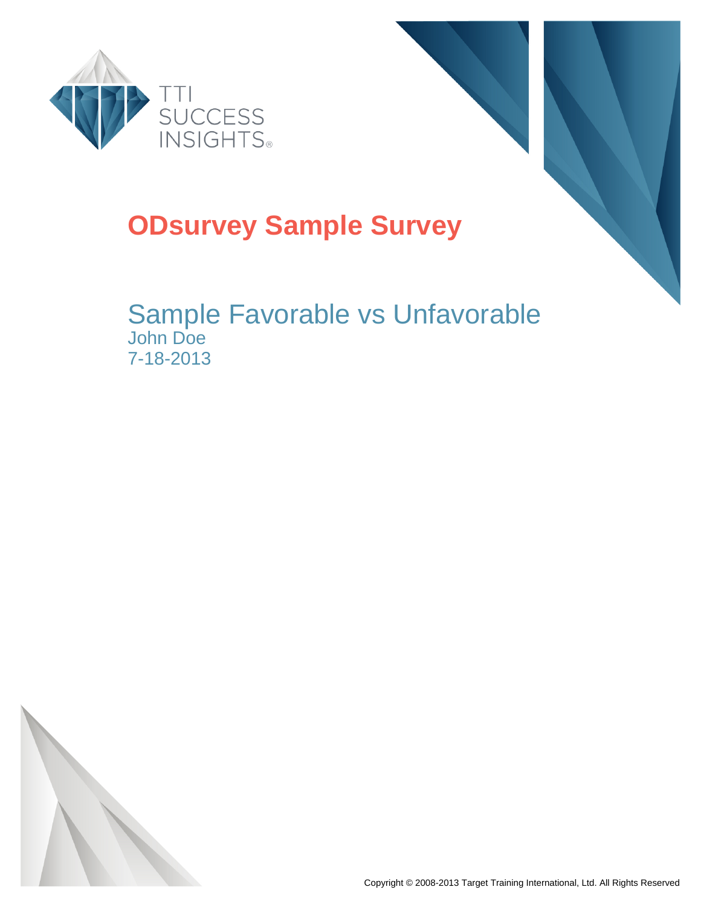TTI SUCCESS INSIGHTS®

# ODsurvey Sample Survey

## Sample Favorable vs Unfavorable

John Doe

7-18-2013

Copyright © 2008-2013 Target Training International, Ltd. All Rights Reserved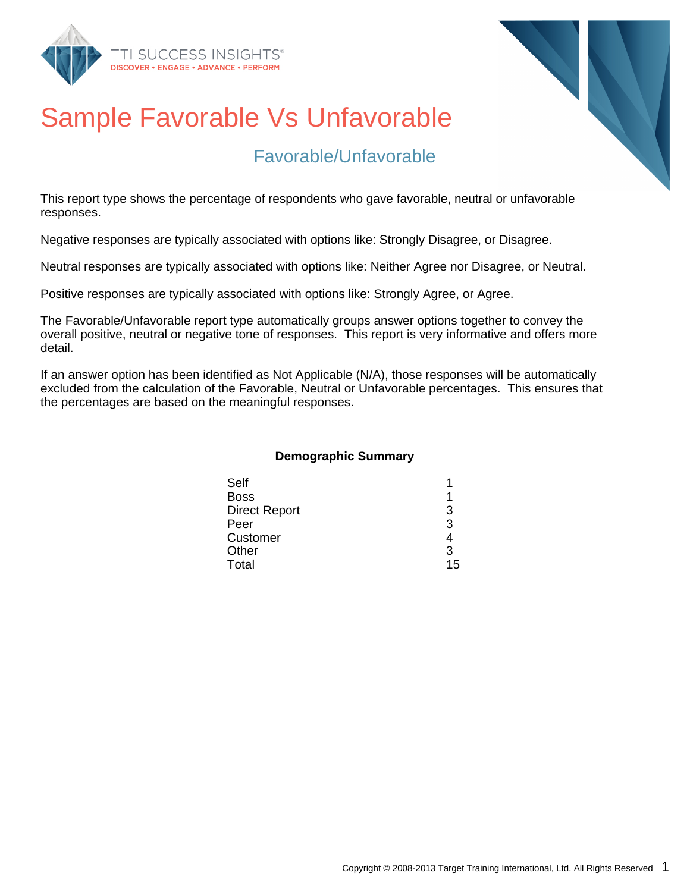# Sample Favorable Vs Unfavorable

## Favorable/Unfavorable

This report type shows the percentage of respondents who gave favorable, neutral or unfavorable responses.

Negative responses are typically associated with options like: Strongly Disagree, or Disagree.

Neutral responses are typically associated with options like: Neither Agree nor Disagree, or Neutral.

Positive responses are typically associated with options like: Strongly Agree, or Agree.

The Favorable/Unfavorable report type automatically groups answer options together to convey the overall positive, neutral or negative tone of responses. This report is very informative and offers more detail.

If an answer option has been identified as Not Applicable (N/A), those responses will be automatically excluded from the calculation of the Favorable, Neutral or Unfavorable percentages. This ensures that the percentages are based on the meaningful responses.

**Demographic Summary**

| | |
|---|---|
| Self | 1 |
| Boss | 1 |
| Direct Report | 3 |
| Peer | 3 |
| Customer | 4 |
| Other | 3 |
| Total | 15 |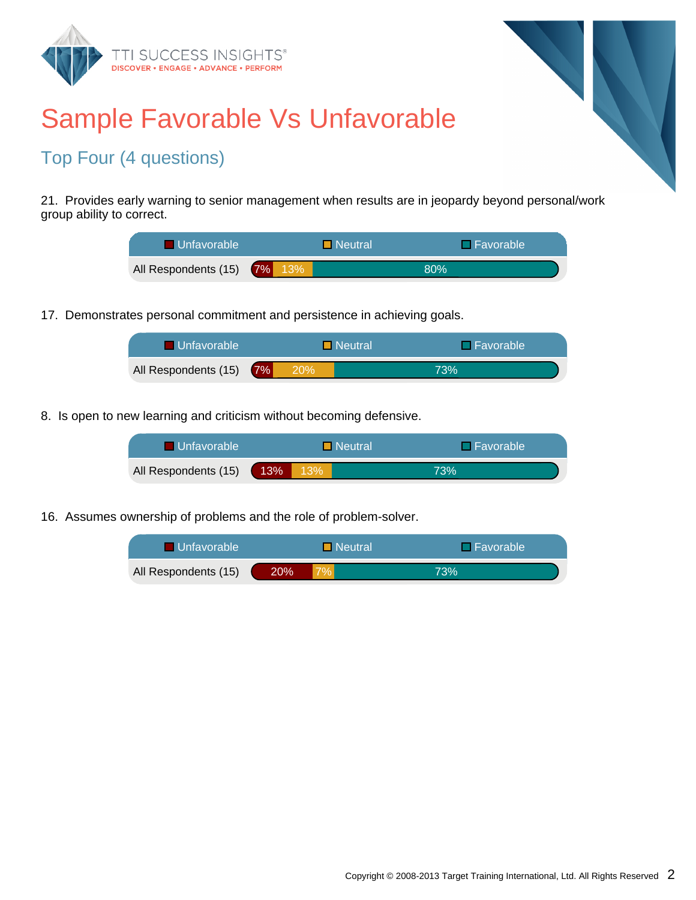# Sample Favorable Vs Unfavorable

## Top Four (4 questions)

21. Provides early warning to senior management when results are in jeopardy beyond personal/work group ability to correct.

| | Unfavorable | Neutral | Favorable |
|---|---|---|---|
| All Respondents (15) | 7% | 13% | 80% |

17. Demonstrates personal commitment and persistence in achieving goals.

| | Unfavorable | Neutral | Favorable |
|---|---|---|---|
| All Respondents (15) | 7% | 20% | 73% |

8. Is open to new learning and criticism without becoming defensive.

| | Unfavorable | Neutral | Favorable |
|---|---|---|---|
| All Respondents (15) | 13% | 13% | 73% |

16. Assumes ownership of problems and the role of problem-solver.

| | Unfavorable | Neutral | Favorable |
|---|---|---|---|
| All Respondents (15) | 20% | 7% | 73% |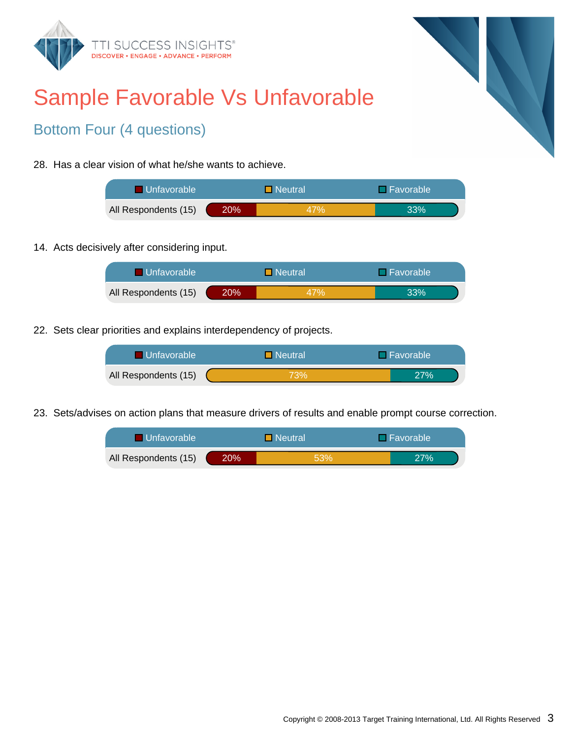# Sample Favorable Vs Unfavorable

## Bottom Four (4 questions)

28. Has a clear vision of what he/she wants to achieve.

| | Unfavorable | Neutral | Favorable |
|---|---|---|---|
| All Respondents (15) | 20% | 47% | 33% |

14. Acts decisively after considering input.

| | Unfavorable | Neutral | Favorable |
|---|---|---|---|
| All Respondents (15) | 20% | 47% | 33% |

22. Sets clear priorities and explains interdependency of projects.

| | Unfavorable | Neutral | Favorable |
|---|---|---|---|
| All Respondents (15) | | 73% | 27% |

23. Sets/advises on action plans that measure drivers of results and enable prompt course correction.

| | Unfavorable | Neutral | Favorable |
|---|---|---|---|
| All Respondents (15) | 20% | 53% | 27% |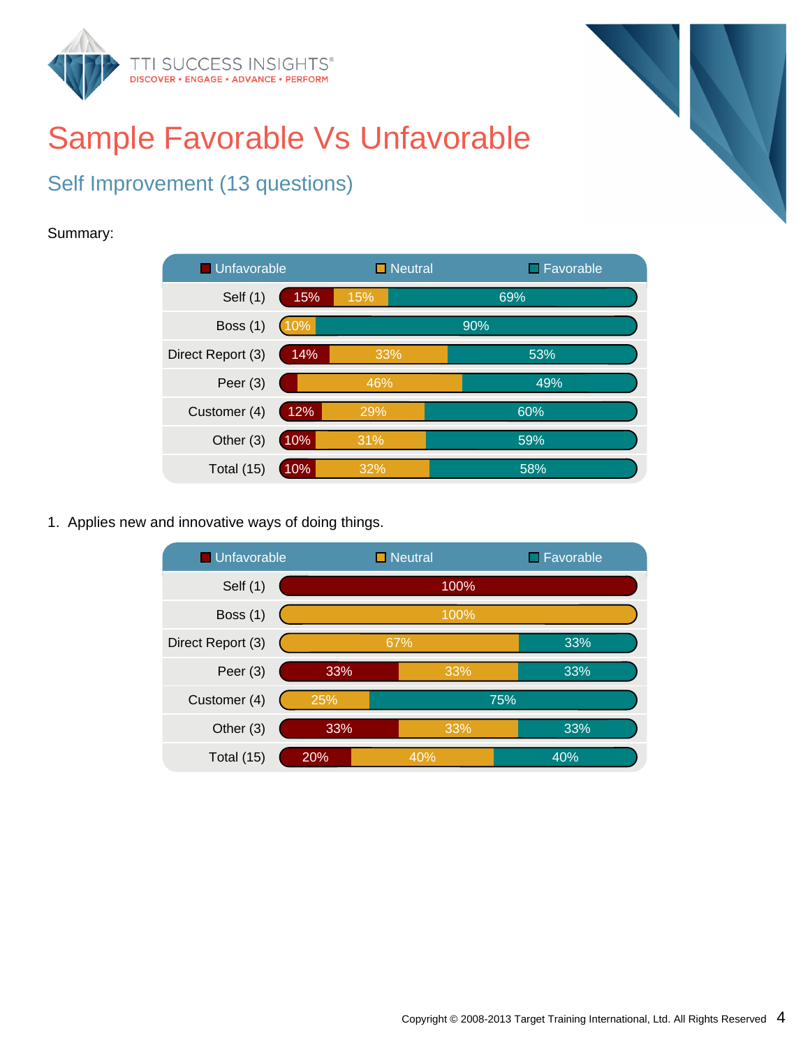# Sample Favorable Vs Unfavorable

## Self Improvement (13 questions)

Summary:

| | Unfavorable | Neutral | Favorable |
|---|---|---|---|
| Self (1) | 15% | 15% | 69% |
| Boss (1) | | 10% | 90% |
| Direct Report (3) | 14% | 33% | 53% |
| Peer (3) | | 46% | 49% |
| Customer (4) | 12% | 29% | 60% |
| Other (3) | 10% | 31% | 59% |
| Total (15) | 10% | 32% | 58% |

1. Applies new and innovative ways of doing things.

| | Unfavorable | Neutral | Favorable |
|---|---|---|---|
| Self (1) | 100% | | |
| Boss (1) | | 100% | |
| Direct Report (3) | | 67% | 33% |
| Peer (3) | 33% | 33% | 33% |
| Customer (4) | | 25% | 75% |
| Other (3) | 33% | 33% | 33% |
| Total (15) | 20% | 40% | 40% |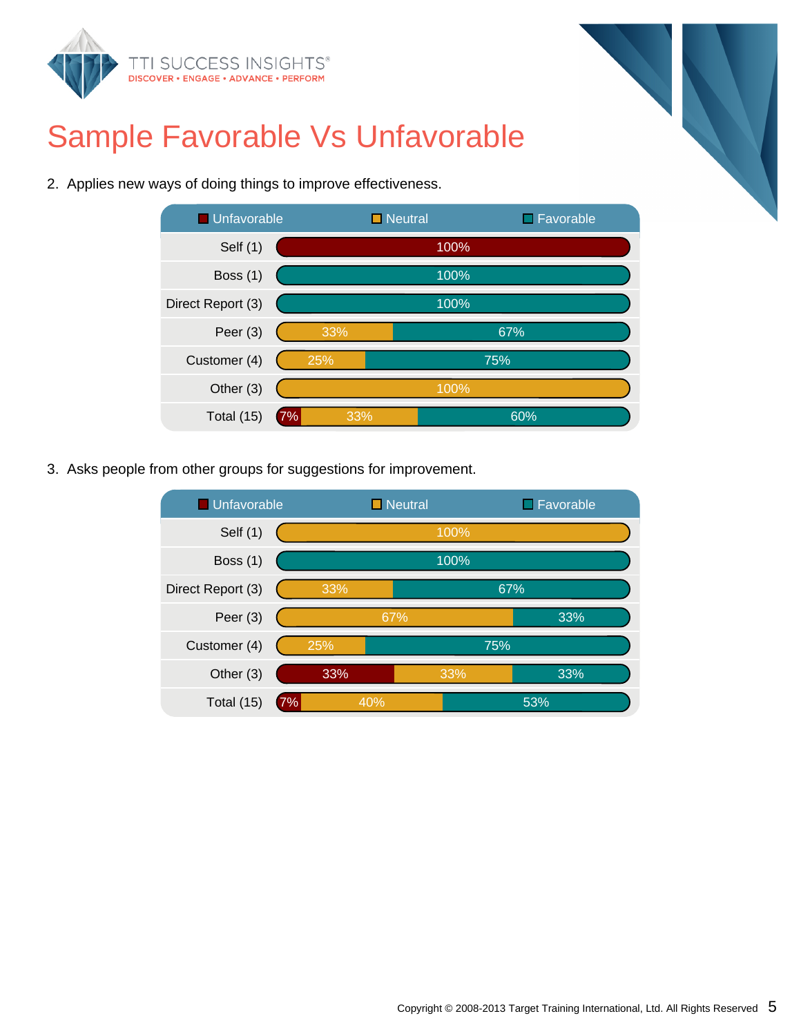// Sample Favorable Vs Unfavorable

2. Applies new ways of doing things to improve effectiveness.

| | Unfavorable | Neutral | Favorable |
|---|---|---|---|
| Self (1) | 100% | | |
| Boss (1) | | | 100% |
| Direct Report (3) | | | 100% |
| Peer (3) | | 33% | 67% |
| Customer (4) | | 25% | 75% |
| Other (3) | | 100% | |
| Total (15) | 7% | 33% | 60% |

3. Asks people from other groups for suggestions for improvement.

| | Unfavorable | Neutral | Favorable |
|---|---|---|---|
| Self (1) | | 100% | |
| Boss (1) | | | 100% |
| Direct Report (3) | | 33% | 67% |
| Peer (3) | | 67% | 33% |
| Customer (4) | | 25% | 75% |
| Other (3) | 33% | 33% | 33% |
| Total (15) | 7% | 40% | 53% |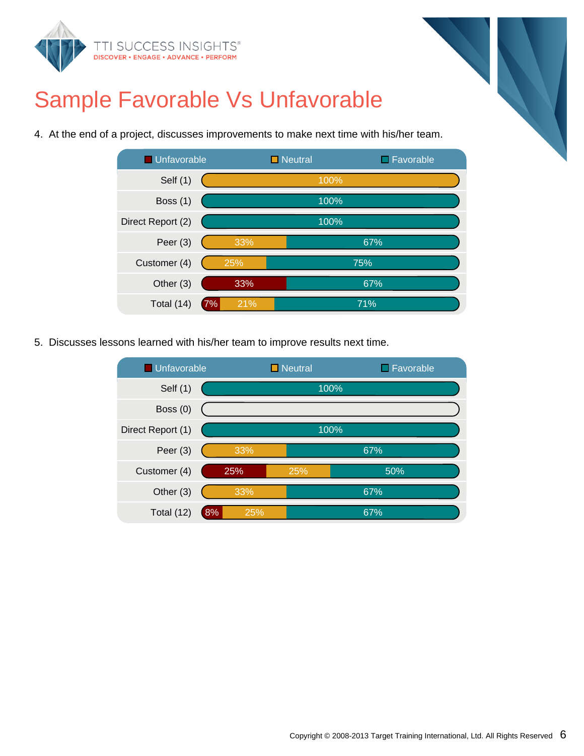# Sample Favorable Vs Unfavorable

4. At the end of a project, discusses improvements to make next time with his/her team.

| | Unfavorable | Neutral | Favorable |
|---|---|---|---|
| Self (1) | | 100% | |
| Boss (1) | | | 100% |
| Direct Report (2) | | | 100% |
| Peer (3) | | 33% | 67% |
| Customer (4) | | 25% | 75% |
| Other (3) | 33% | | 67% |
| Total (14) | 7% | 21% | 71% |

5. Discusses lessons learned with his/her team to improve results next time.

| | Unfavorable | Neutral | Favorable |
|---|---|---|---|
| Self (1) | | | 100% |
| Boss (0) | | | |
| Direct Report (1) | | | 100% |
| Peer (3) | | 33% | 67% |
| Customer (4) | 25% | 25% | 50% |
| Other (3) | | 33% | 67% |
| Total (12) | 8% | 25% | 67% |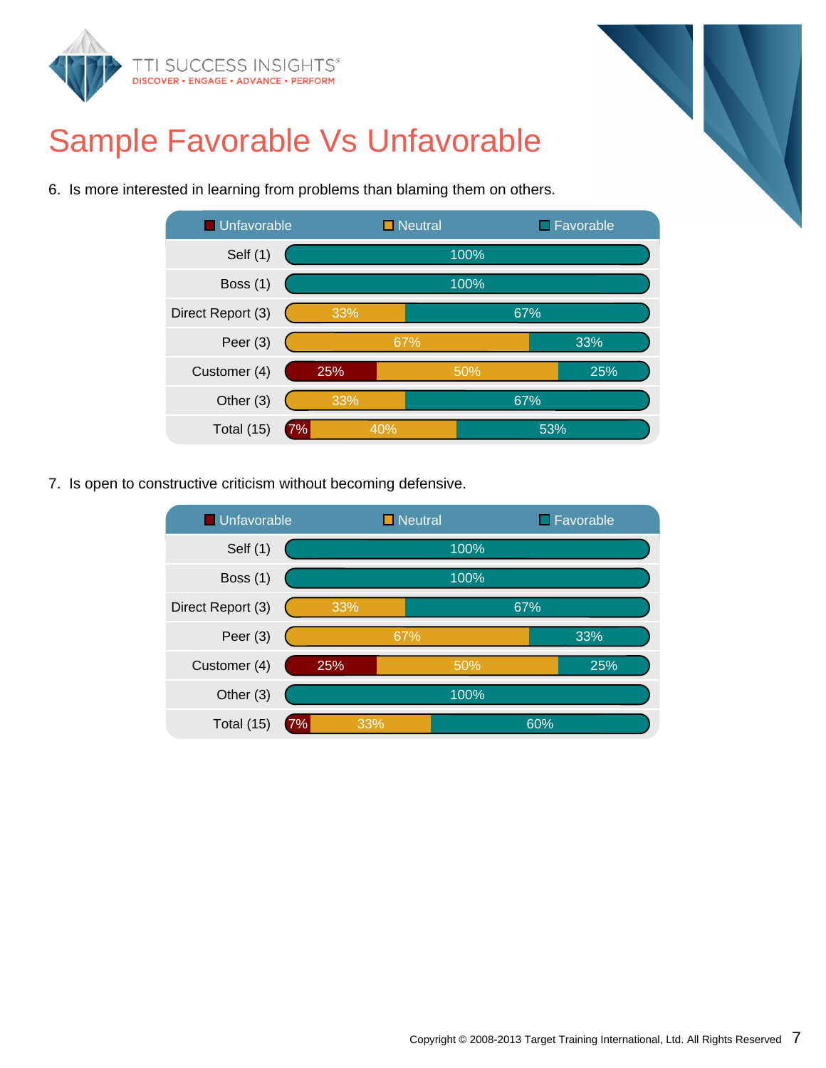# Sample Favorable Vs Unfavorable

6. Is more interested in learning from problems than blaming them on others.

| | Unfavorable | Neutral | Favorable |
|---|---|---|---|
| Self (1) | | | 100% |
| Boss (1) | | | 100% |
| Direct Report (3) | | 33% | 67% |
| Peer (3) | | 67% | 33% |
| Customer (4) | 25% | 50% | 25% |
| Other (3) | | 33% | 67% |
| Total (15) | 7% | 40% | 53% |

7. Is open to constructive criticism without becoming defensive.

| | Unfavorable | Neutral | Favorable |
|---|---|---|---|
| Self (1) | | | 100% |
| Boss (1) | | | 100% |
| Direct Report (3) | | 33% | 67% |
| Peer (3) | | 67% | 33% |
| Customer (4) | 25% | 50% | 25% |
| Other (3) | | | 100% |
| Total (15) | 7% | 33% | 60% |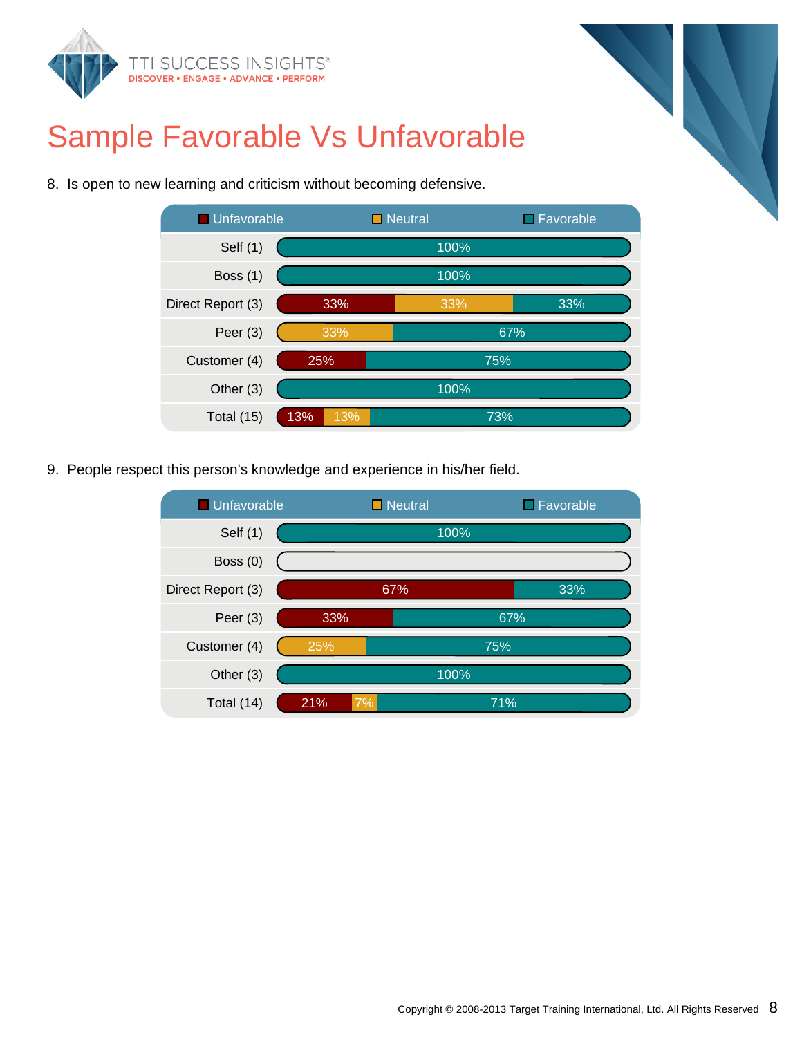# Sample Favorable Vs Unfavorable

8. Is open to new learning and criticism without becoming defensive.

| | Unfavorable | Neutral | Favorable |
|---|---|---|---|
| Self (1) | | | 100% |
| Boss (1) | | | 100% |
| Direct Report (3) | 33% | 33% | 33% |
| Peer (3) | | 33% | 67% |
| Customer (4) | 25% | | 75% |
| Other (3) | | | 100% |
| Total (15) | 13% | 13% | 73% |

9. People respect this person's knowledge and experience in his/her field.

| | Unfavorable | Neutral | Favorable |
|---|---|---|---|
| Self (1) | | | 100% |
| Boss (0) | | | |
| Direct Report (3) | 67% | | 33% |
| Peer (3) | 33% | | 67% |
| Customer (4) | | 25% | 75% |
| Other (3) | | | 100% |
| Total (14) | 21% | 7% | 71% |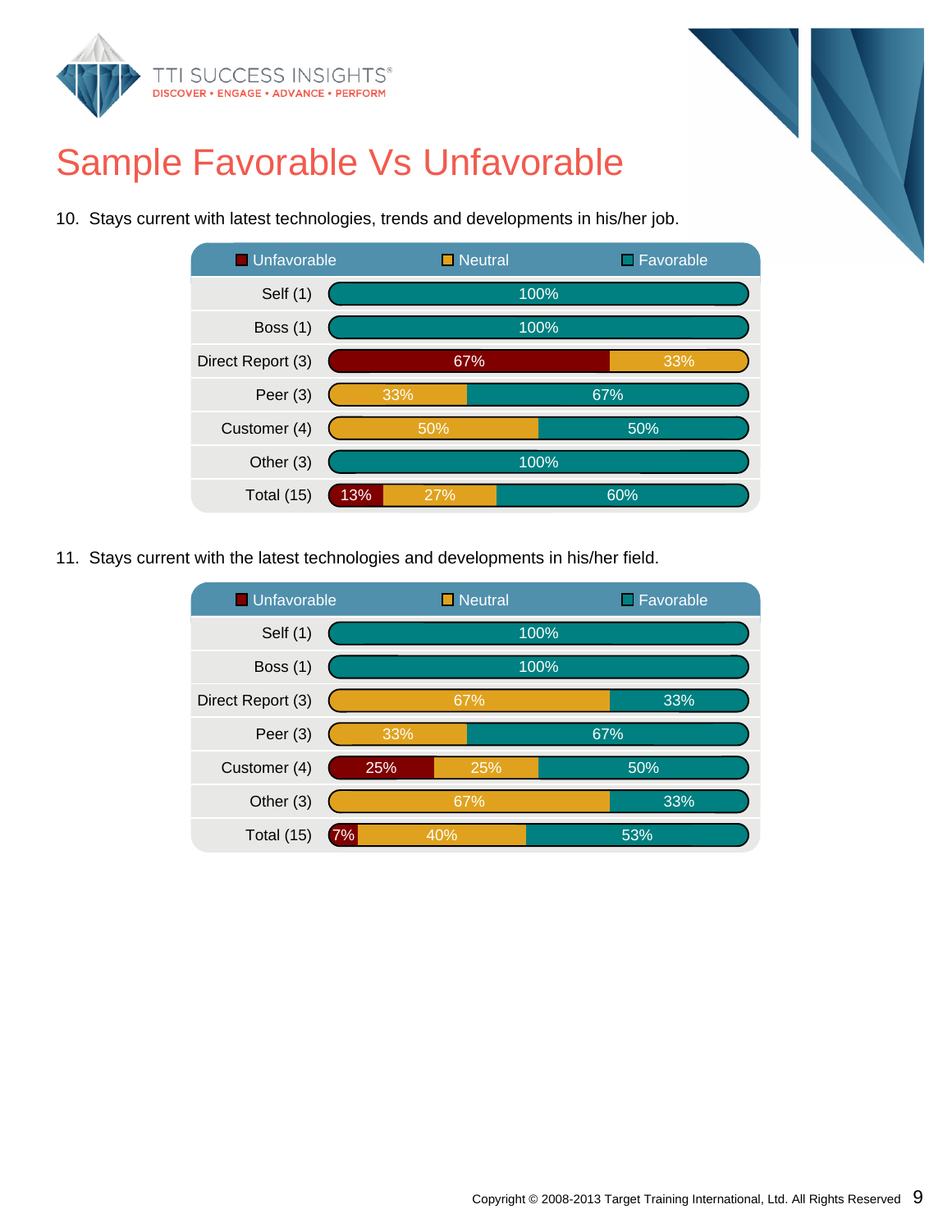# Sample Favorable Vs Unfavorable

10. Stays current with latest technologies, trends and developments in his/her job.

| | Unfavorable | Neutral | Favorable |
|---|---|---|---|
| Self (1) | | | 100% |
| Boss (1) | | | 100% |
| Direct Report (3) | 67% | 33% | |
| Peer (3) | | 33% | 67% |
| Customer (4) | | 50% | 50% |
| Other (3) | | | 100% |
| Total (15) | 13% | 27% | 60% |

11. Stays current with the latest technologies and developments in his/her field.

| | Unfavorable | Neutral | Favorable |
|---|---|---|---|
| Self (1) | | | 100% |
| Boss (1) | | | 100% |
| Direct Report (3) | | 67% | 33% |
| Peer (3) | | 33% | 67% |
| Customer (4) | 25% | 25% | 50% |
| Other (3) | | 67% | 33% |
| Total (15) | 7% | 40% | 53% |

Copyright © 2008-2013 Target Training International, Ltd. All Rights Reserved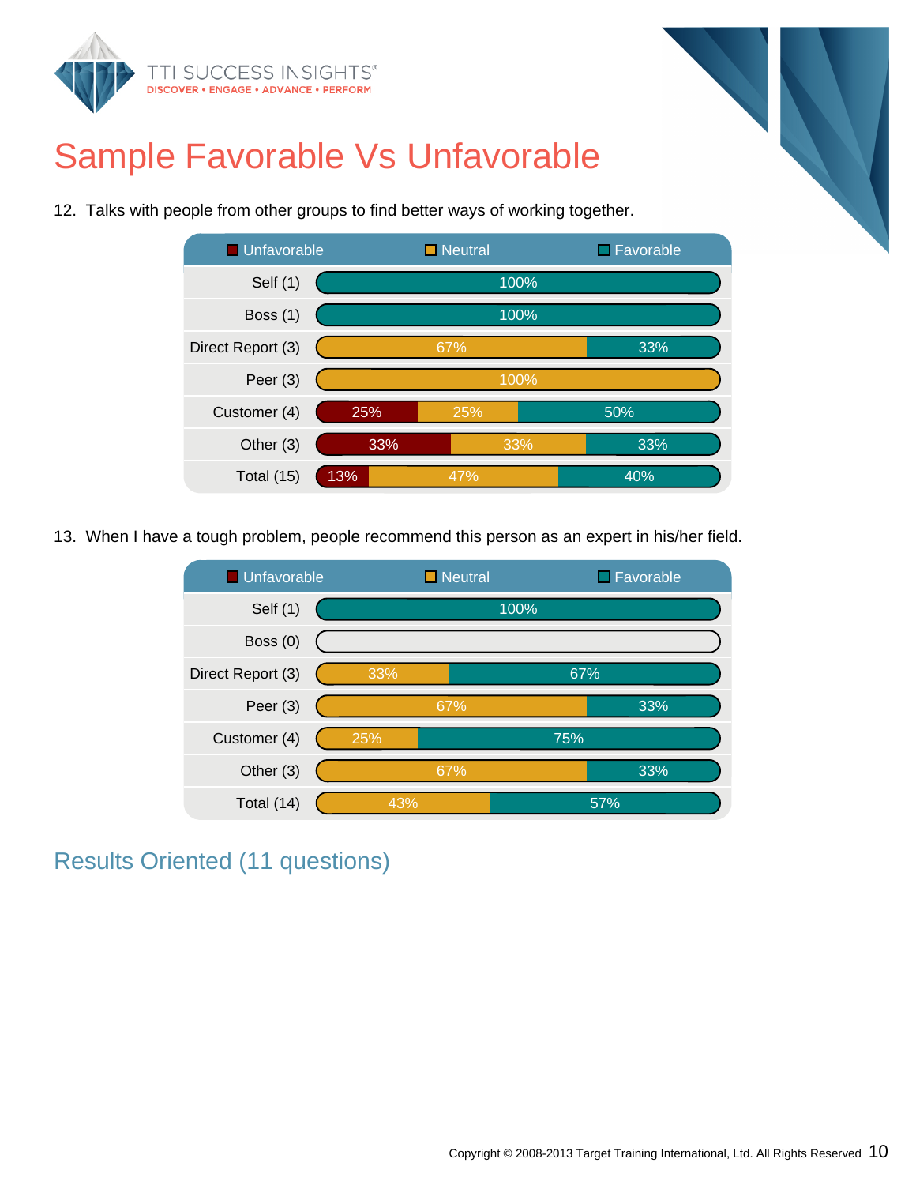# Sample Favorable Vs Unfavorable

12. Talks with people from other groups to find better ways of working together.

| | Unfavorable | Neutral | Favorable |
|---|---|---|---|
| Self (1) | | | 100% |
| Boss (1) | | | 100% |
| Direct Report (3) | | 67% | 33% |
| Peer (3) | | 100% | |
| Customer (4) | 25% | 25% | 50% |
| Other (3) | 33% | 33% | 33% |
| Total (15) | 13% | 47% | 40% |

13. When I have a tough problem, people recommend this person as an expert in his/her field.

| | Unfavorable | Neutral | Favorable |
|---|---|---|---|
| Self (1) | | | 100% |
| Boss (0) | | | |
| Direct Report (3) | | 33% | 67% |
| Peer (3) | | 67% | 33% |
| Customer (4) | | 25% | 75% |
| Other (3) | | 67% | 33% |
| Total (14) | | 43% | 57% |

## Results Oriented (11 questions)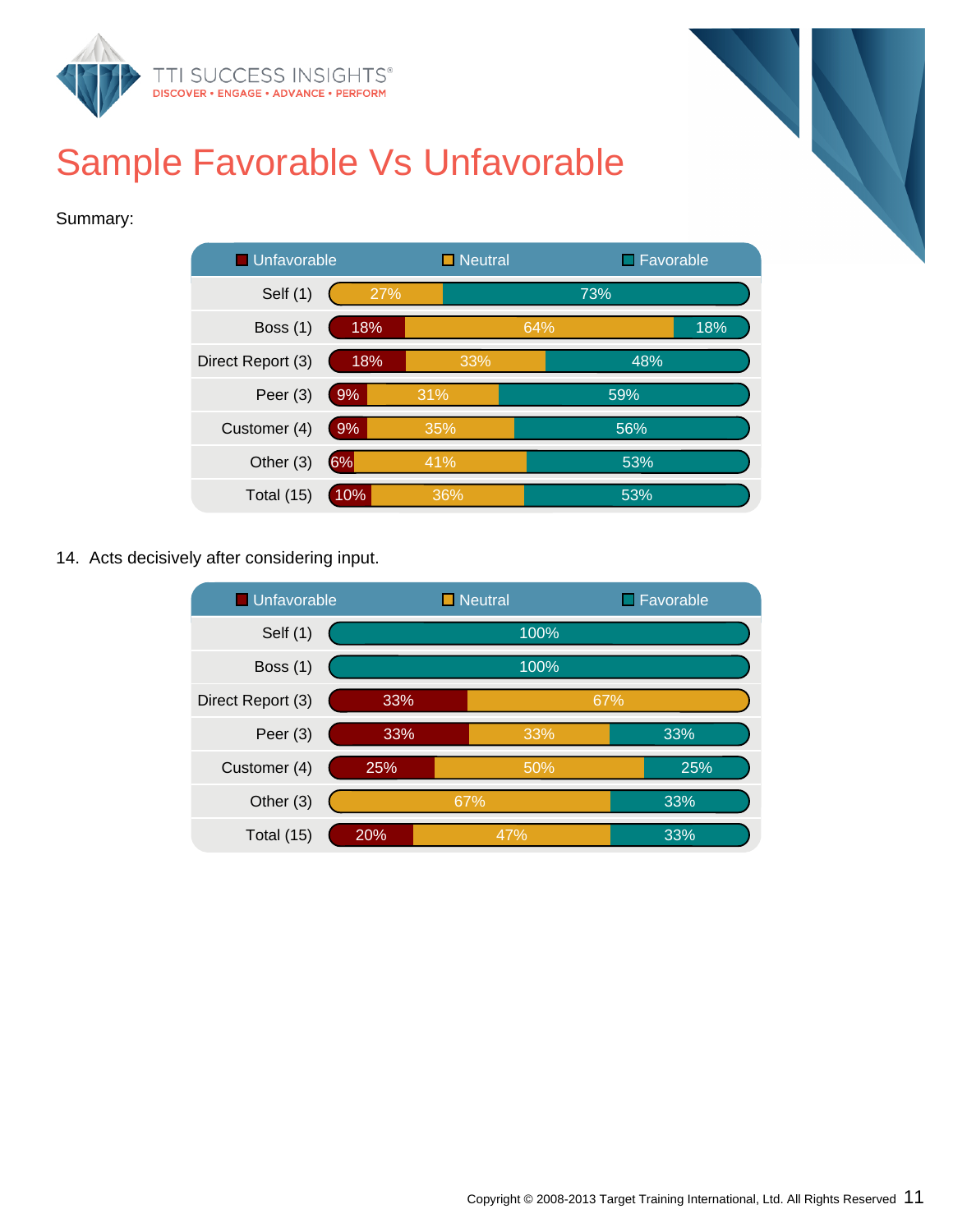# Sample Favorable Vs Unfavorable

Summary:

| | Unfavorable | Neutral | Favorable |
|---|---|---|---|
| Self (1) | | 27% | 73% |
| Boss (1) | 18% | 64% | 18% |
| Direct Report (3) | 18% | 33% | 48% |
| Peer (3) | 9% | 31% | 59% |
| Customer (4) | 9% | 35% | 56% |
| Other (3) | 6% | 41% | 53% |
| Total (15) | 10% | 36% | 53% |

14. Acts decisively after considering input.

| | Unfavorable | Neutral | Favorable |
|---|---|---|---|
| Self (1) | | | 100% |
| Boss (1) | | | 100% |
| Direct Report (3) | 33% | 67% | |
| Peer (3) | 33% | 33% | 33% |
| Customer (4) | 25% | 50% | 25% |
| Other (3) | | 67% | 33% |
| Total (15) | 20% | 47% | 33% |

Copyright © 2008-2013 Target Training International, Ltd. All Rights Reserved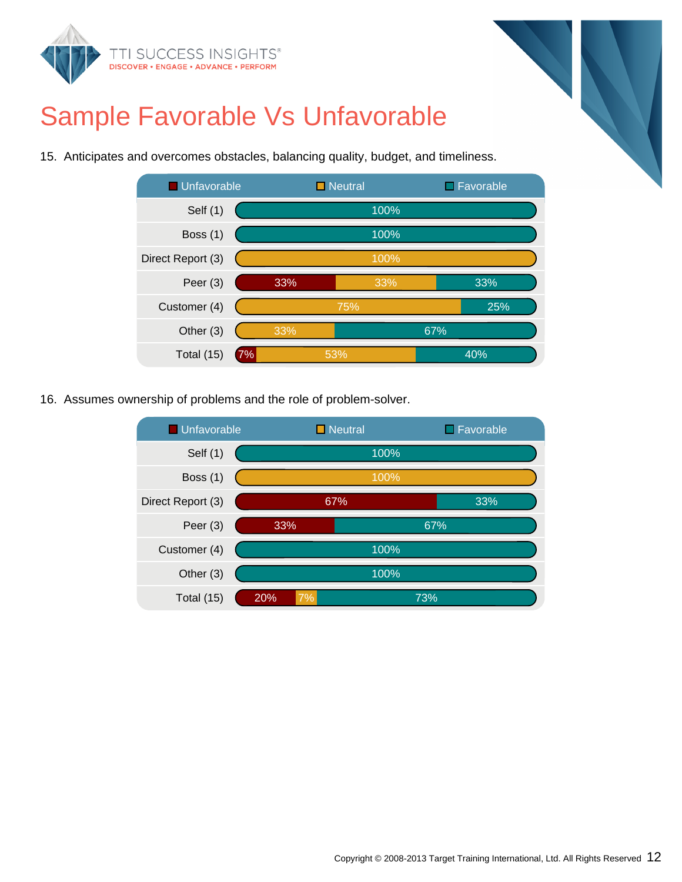# Sample Favorable Vs Unfavorable

15. Anticipates and overcomes obstacles, balancing quality, budget, and timeliness.

| | Unfavorable | Neutral | Favorable |
|---|---|---|---|
| Self (1) | | | 100% |
| Boss (1) | | | 100% |
| Direct Report (3) | | 100% | |
| Peer (3) | 33% | 33% | 33% |
| Customer (4) | | 75% | 25% |
| Other (3) | | 33% | 67% |
| Total (15) | 7% | 53% | 40% |

16. Assumes ownership of problems and the role of problem-solver.

| | Unfavorable | Neutral | Favorable |
|---|---|---|---|
| Self (1) | | | 100% |
| Boss (1) | | 100% | |
| Direct Report (3) | 67% | | 33% |
| Peer (3) | 33% | | 67% |
| Customer (4) | | | 100% |
| Other (3) | | | 100% |
| Total (15) | 20% | 7% | 73% |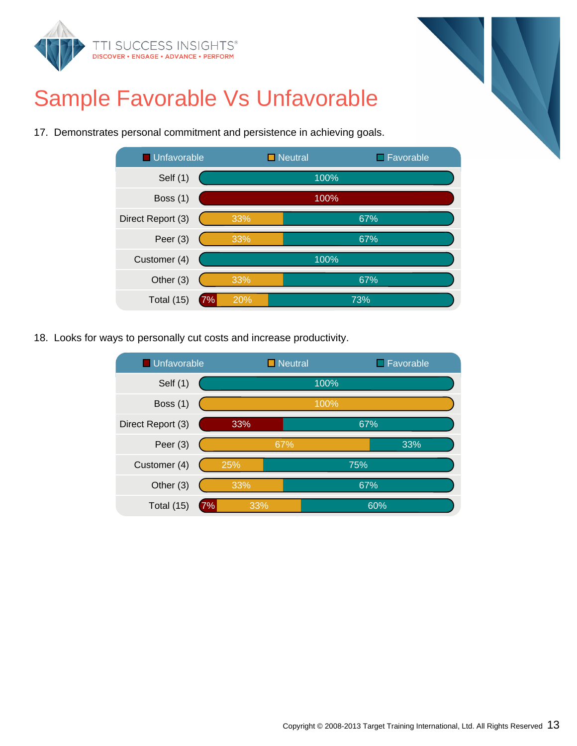# Sample Favorable Vs Unfavorable

17. Demonstrates personal commitment and persistence in achieving goals.

| | Unfavorable | Neutral | Favorable |
|---|---|---|---|
| Self (1) | | | 100% |
| Boss (1) | 100% | | |
| Direct Report (3) | | 33% | 67% |
| Peer (3) | | 33% | 67% |
| Customer (4) | | | 100% |
| Other (3) | | 33% | 67% |
| Total (15) | 7% | 20% | 73% |

18. Looks for ways to personally cut costs and increase productivity.

| | Unfavorable | Neutral | Favorable |
|---|---|---|---|
| Self (1) | | | 100% |
| Boss (1) | | 100% | |
| Direct Report (3) | 33% | | 67% |
| Peer (3) | | 67% | 33% |
| Customer (4) | | 25% | 75% |
| Other (3) | | 33% | 67% |
| Total (15) | 7% | 33% | 60% |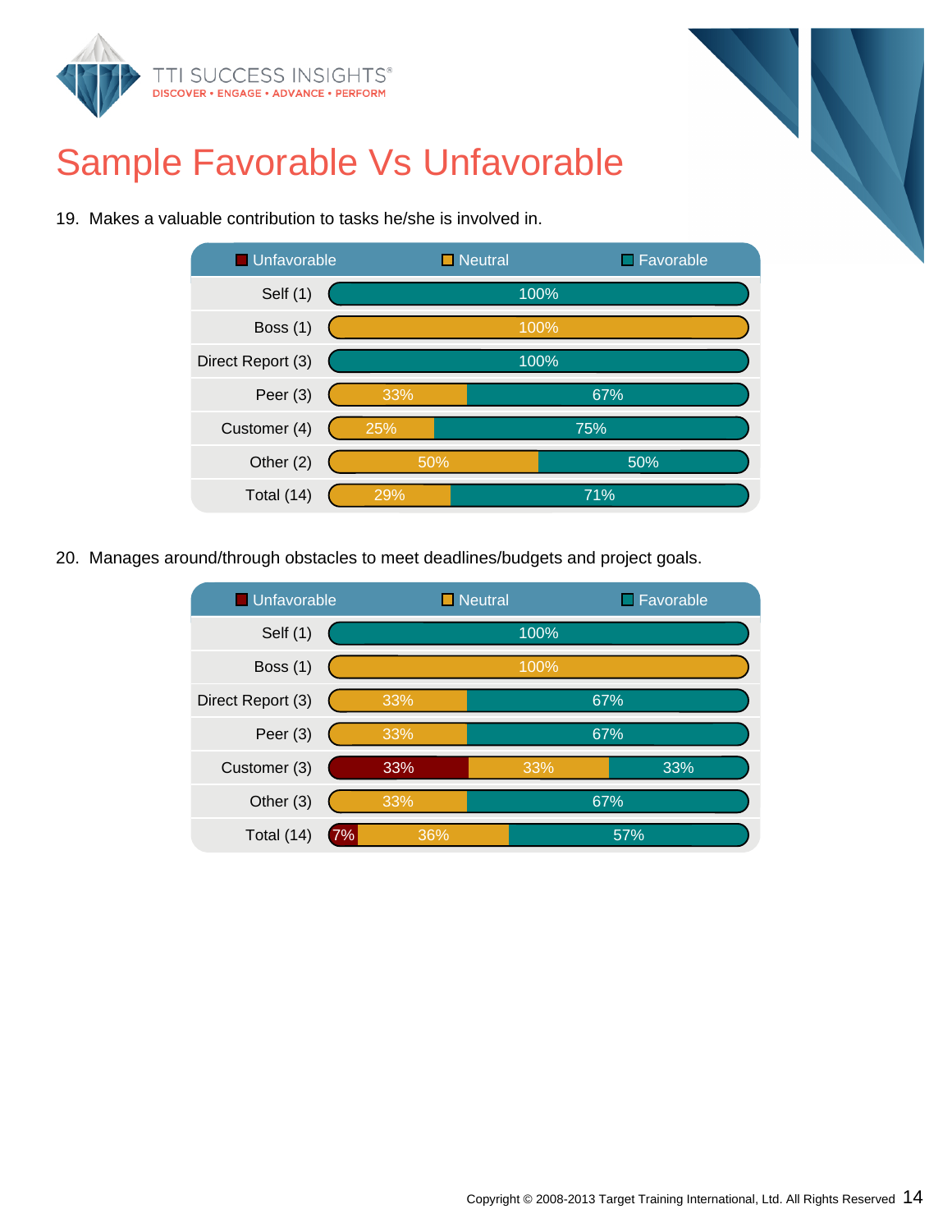# Sample Favorable Vs Unfavorable

19. Makes a valuable contribution to tasks he/she is involved in.

| | Unfavorable | Neutral | Favorable |
|---|---|---|---|
| Self (1) | | | 100% |
| Boss (1) | | 100% | |
| Direct Report (3) | | | 100% |
| Peer (3) | | 33% | 67% |
| Customer (4) | | 25% | 75% |
| Other (2) | | 50% | 50% |
| Total (14) | | 29% | 71% |

20. Manages around/through obstacles to meet deadlines/budgets and project goals.

| | Unfavorable | Neutral | Favorable |
|---|---|---|---|
| Self (1) | | | 100% |
| Boss (1) | | 100% | |
| Direct Report (3) | | 33% | 67% |
| Peer (3) | | 33% | 67% |
| Customer (3) | 33% | 33% | 33% |
| Other (3) | | 33% | 67% |
| Total (14) | 7% | 36% | 57% |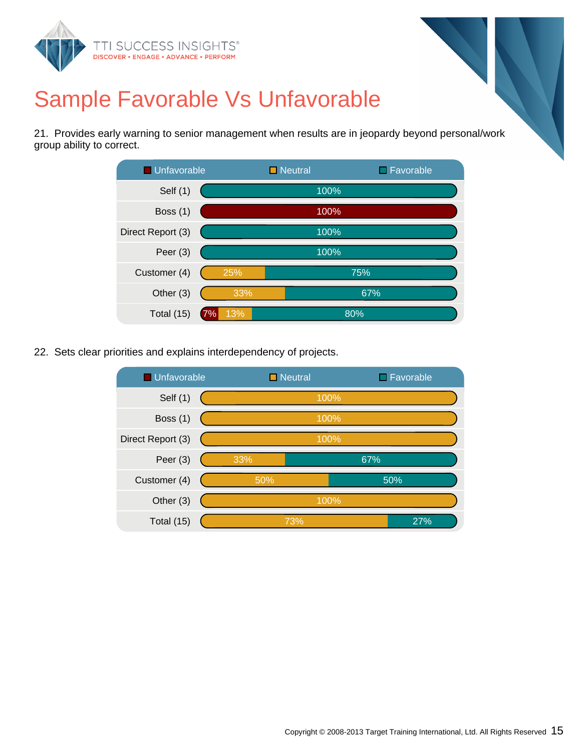# Sample Favorable Vs Unfavorable

21. Provides early warning to senior management when results are in jeopardy beyond personal/work group ability to correct.

| | Unfavorable | Neutral | Favorable |
|---|---|---|---|
| Self (1) | | | 100% |
| Boss (1) | 100% | | |
| Direct Report (3) | | | 100% |
| Peer (3) | | | 100% |
| Customer (4) | | 25% | 75% |
| Other (3) | | 33% | 67% |
| Total (15) | 7% | 13% | 80% |

22. Sets clear priorities and explains interdependency of projects.

| | Unfavorable | Neutral | Favorable |
|---|---|---|---|
| Self (1) | | 100% | |
| Boss (1) | | 100% | |
| Direct Report (3) | | 100% | |
| Peer (3) | | 33% | 67% |
| Customer (4) | | 50% | 50% |
| Other (3) | | 100% | |
| Total (15) | | 73% | 27% |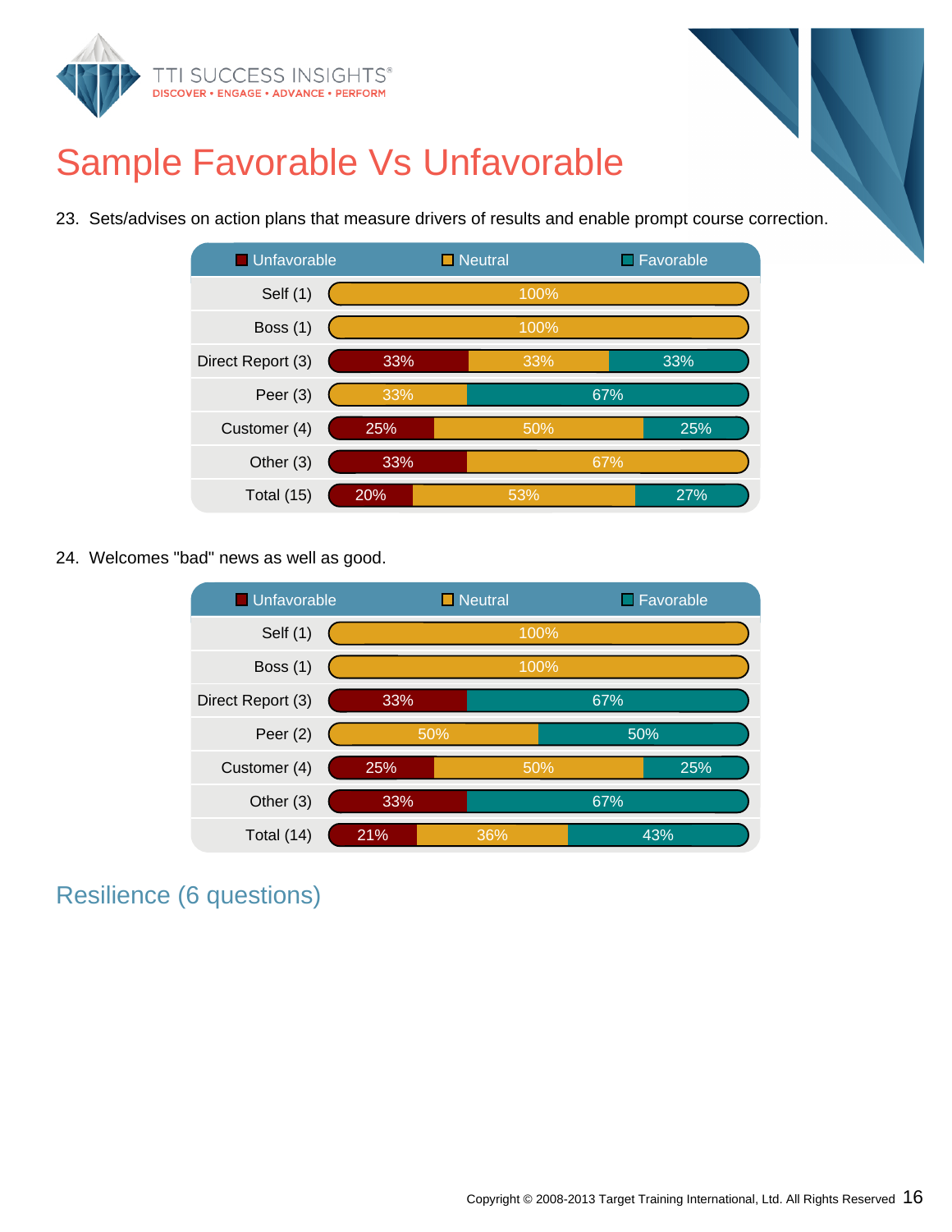# Sample Favorable Vs Unfavorable

23. Sets/advises on action plans that measure drivers of results and enable prompt course correction.

| | Unfavorable | Neutral | Favorable |
|---|---|---|---|
| Self (1) | | 100% | |
| Boss (1) | | 100% | |
| Direct Report (3) | 33% | 33% | 33% |
| Peer (3) | | 33% | 67% |
| Customer (4) | 25% | 50% | 25% |
| Other (3) | 33% | 67% | |
| Total (15) | 20% | 53% | 27% |

24. Welcomes "bad" news as well as good.

| | Unfavorable | Neutral | Favorable |
|---|---|---|---|
| Self (1) | | 100% | |
| Boss (1) | | 100% | |
| Direct Report (3) | 33% | | 67% |
| Peer (2) | | 50% | 50% |
| Customer (4) | 25% | 50% | 25% |
| Other (3) | 33% | | 67% |
| Total (14) | 21% | 36% | 43% |

## Resilience (6 questions)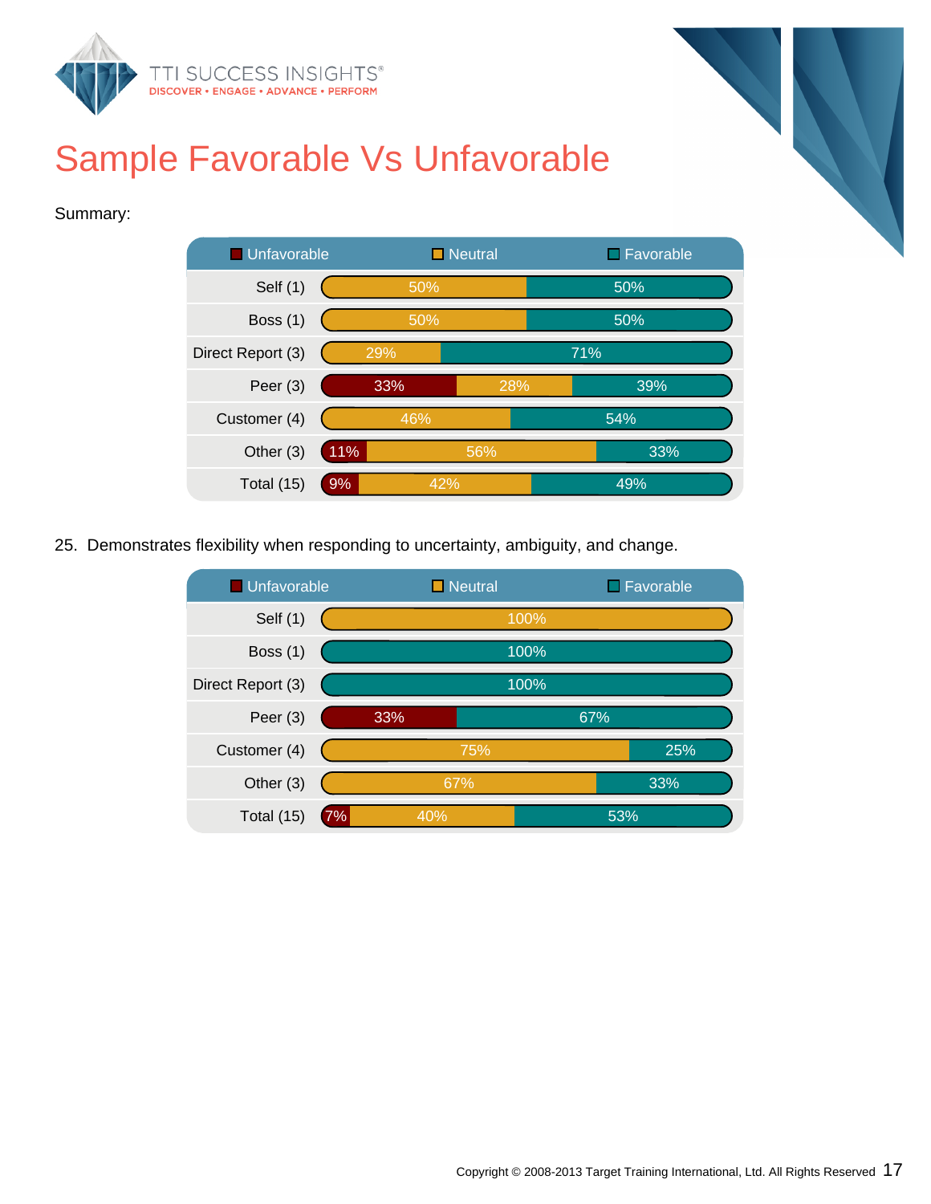# Sample Favorable Vs Unfavorable

Summary:

| | Unfavorable | Neutral | Favorable |
|---|---|---|---|
| Self (1) | | 50% | 50% |
| Boss (1) | | 50% | 50% |
| Direct Report (3) | | 29% | 71% |
| Peer (3) | 33% | 28% | 39% |
| Customer (4) | | 46% | 54% |
| Other (3) | 11% | 56% | 33% |
| Total (15) | 9% | 42% | 49% |

25. Demonstrates flexibility when responding to uncertainty, ambiguity, and change.

| | Unfavorable | Neutral | Favorable |
|---|---|---|---|
| Self (1) | | 100% | |
| Boss (1) | | | 100% |
| Direct Report (3) | | | 100% |
| Peer (3) | 33% | | 67% |
| Customer (4) | | 75% | 25% |
| Other (3) | | 67% | 33% |
| Total (15) | 7% | 40% | 53% |

Copyright © 2008-2013 Target Training International, Ltd. All Rights Reserved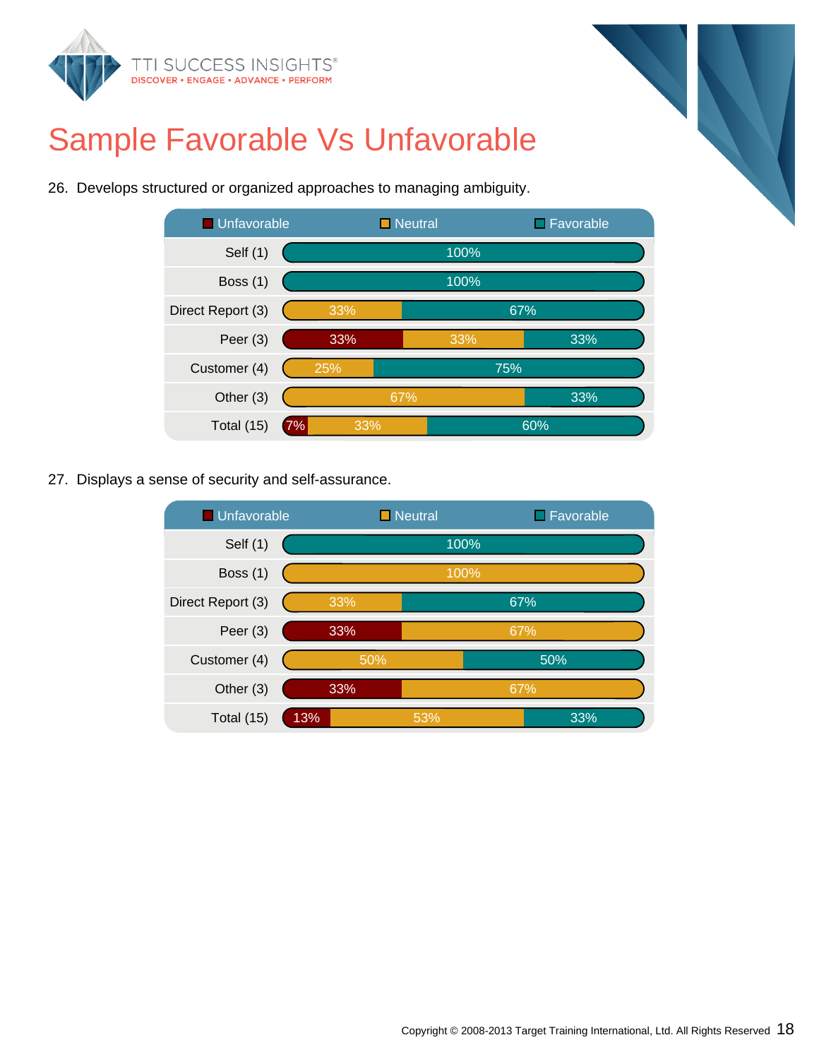# Sample Favorable Vs Unfavorable

26. Develops structured or organized approaches to managing ambiguity.

| | Unfavorable | Neutral | Favorable |
|---|---|---|---|
| Self (1) | | | 100% |
| Boss (1) | | | 100% |
| Direct Report (3) | | 33% | 67% |
| Peer (3) | 33% | 33% | 33% |
| Customer (4) | | 25% | 75% |
| Other (3) | | 67% | 33% |
| Total (15) | 7% | 33% | 60% |

27. Displays a sense of security and self-assurance.

| | Unfavorable | Neutral | Favorable |
|---|---|---|---|
| Self (1) | | | 100% |
| Boss (1) | | 100% | |
| Direct Report (3) | | 33% | 67% |
| Peer (3) | 33% | 67% | |
| Customer (4) | | 50% | 50% |
| Other (3) | 33% | 67% | |
| Total (15) | 13% | 53% | 33% |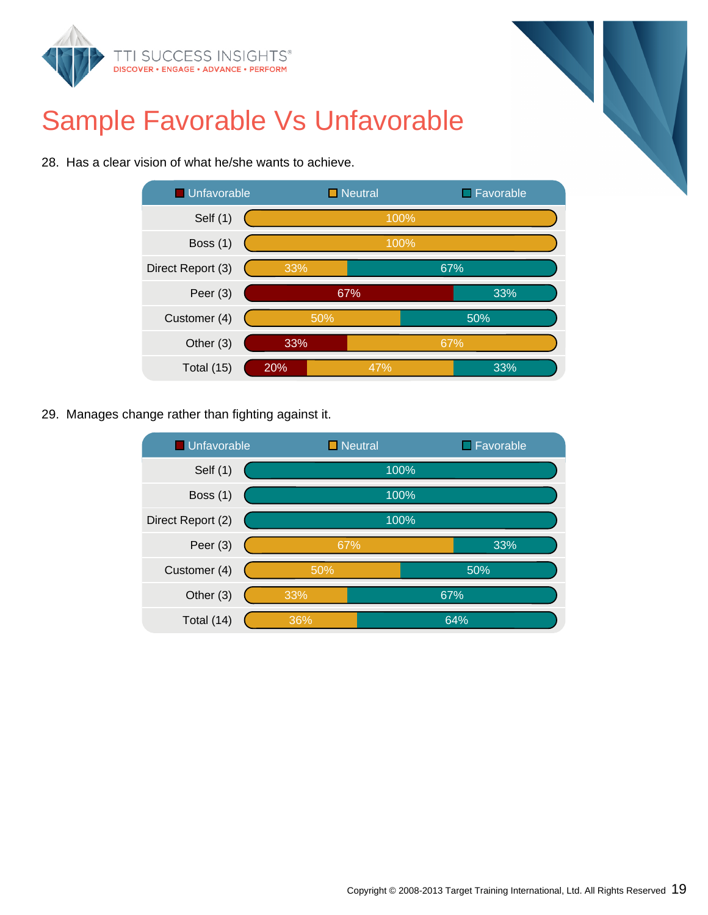# Sample Favorable Vs Unfavorable

28. Has a clear vision of what he/she wants to achieve.

| | Unfavorable | Neutral | Favorable |
|---|---|---|---|
| Self (1) | | 100% | |
| Boss (1) | | 100% | |
| Direct Report (3) | | 33% | 67% |
| Peer (3) | 67% | | 33% |
| Customer (4) | | 50% | 50% |
| Other (3) | 33% | 67% | |
| Total (15) | 20% | 47% | 33% |

29. Manages change rather than fighting against it.

| | Unfavorable | Neutral | Favorable |
|---|---|---|---|
| Self (1) | | | 100% |
| Boss (1) | | | 100% |
| Direct Report (2) | | | 100% |
| Peer (3) | | 67% | 33% |
| Customer (4) | | 50% | 50% |
| Other (3) | | 33% | 67% |
| Total (14) | | 36% | 64% |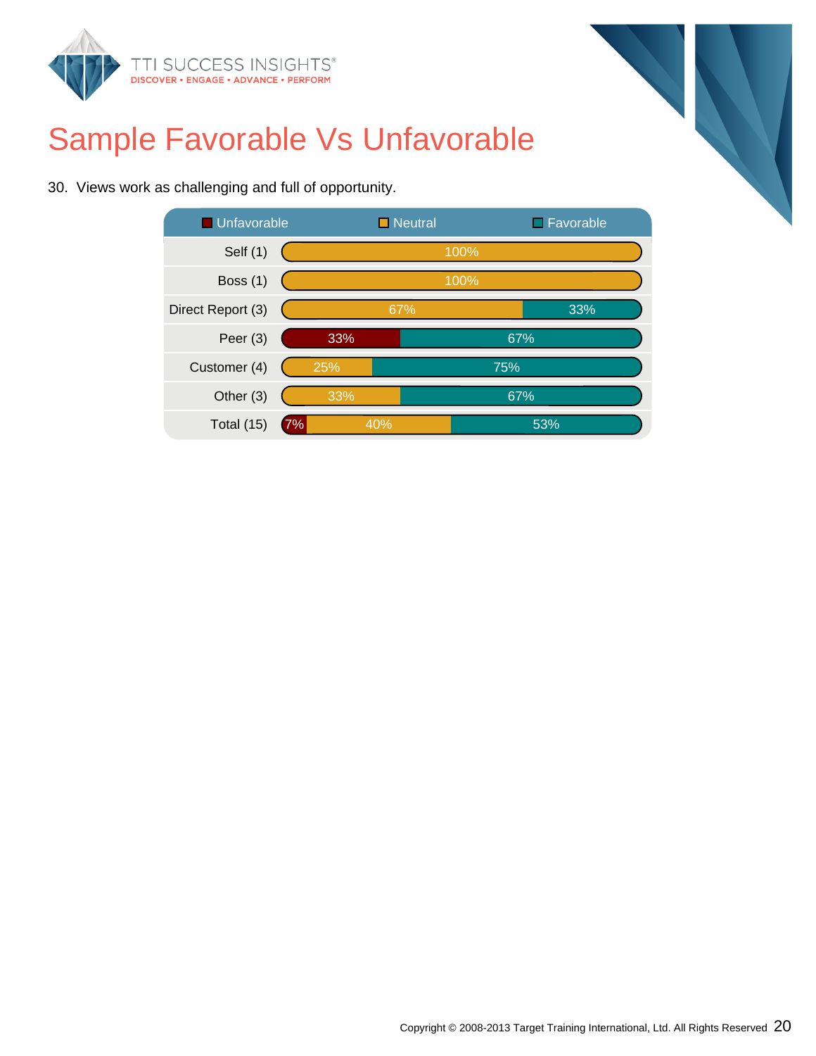# Sample Favorable Vs Unfavorable

30. Views work as challenging and full of opportunity.

Unfavorable
Neutral
Favorable

Self (1)
100%

Boss (1)
100%

Direct Report (3)
67%
33%

Peer (3)
33%
67%

Customer (4)
25%
75%

Other (3)
33%
67%

Total (15)
7%
40%
53%

Copyright © 2008-2013 Target Training International, Ltd. All Rights Reserved